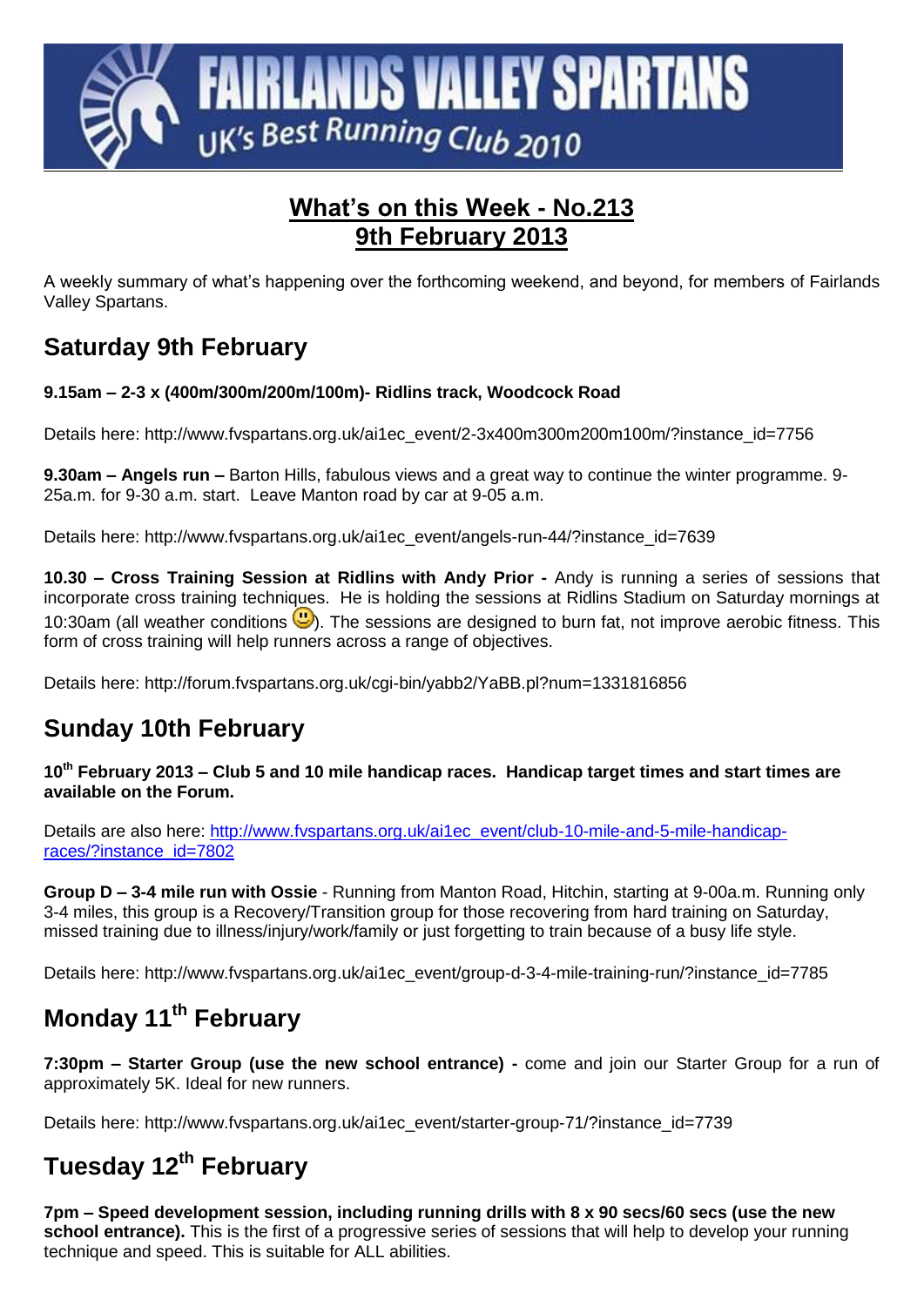**FAIRLANDS VALLEY SPARTANS**
UK's Best Running Club 2010

# What's on this Week - No.213
# 9th February 2013

A weekly summary of what's happening over the forthcoming weekend, and beyond, for members of Fairlands Valley Spartans.

## Saturday 9th February

**9.15am – 2-3 x (400m/300m/200m/100m)- Ridlins track, Woodcock Road**

Details here: http://www.fvspartans.org.uk/ai1ec_event/2-3x400m300m200m100m/?instance_id=7756

**9.30am – Angels run –** Barton Hills, fabulous views and a great way to continue the winter programme. 9-25a.m. for 9-30 a.m. start. Leave Manton road by car at 9-05 a.m.

Details here: http://www.fvspartans.org.uk/ai1ec_event/angels-run-44/?instance_id=7639

**10.30 – Cross Training Session at Ridlins with Andy Prior -** Andy is running a series of sessions that incorporate cross training techniques. He is holding the sessions at Ridlins Stadium on Saturday mornings at 10:30am (all weather conditions 🙂). The sessions are designed to burn fat, not improve aerobic fitness. This form of cross training will help runners across a range of objectives.

Details here: http://forum.fvspartans.org.uk/cgi-bin/yabb2/YaBB.pl?num=1331816856

## Sunday 10th February

**10th February 2013 – Club 5 and 10 mile handicap races. Handicap target times and start times are available on the Forum.**

Details are also here: http://www.fvspartans.org.uk/ai1ec_event/club-10-mile-and-5-mile-handicap-races/?instance_id=7802

**Group D – 3-4 mile run with Ossie** - Running from Manton Road, Hitchin, starting at 9-00a.m. Running only 3-4 miles, this group is a Recovery/Transition group for those recovering from hard training on Saturday, missed training due to illness/injury/work/family or just forgetting to train because of a busy life style.

Details here: http://www.fvspartans.org.uk/ai1ec_event/group-d-3-4-mile-training-run/?instance_id=7785

## Monday 11th February

**7:30pm – Starter Group (use the new school entrance) -** come and join our Starter Group for a run of approximately 5K. Ideal for new runners.

Details here: http://www.fvspartans.org.uk/ai1ec_event/starter-group-71/?instance_id=7739

## Tuesday 12th February

**7pm – Speed development session, including running drills with 8 x 90 secs/60 secs (use the new school entrance).** This is the first of a progressive series of sessions that will help to develop your running technique and speed. This is suitable for ALL abilities.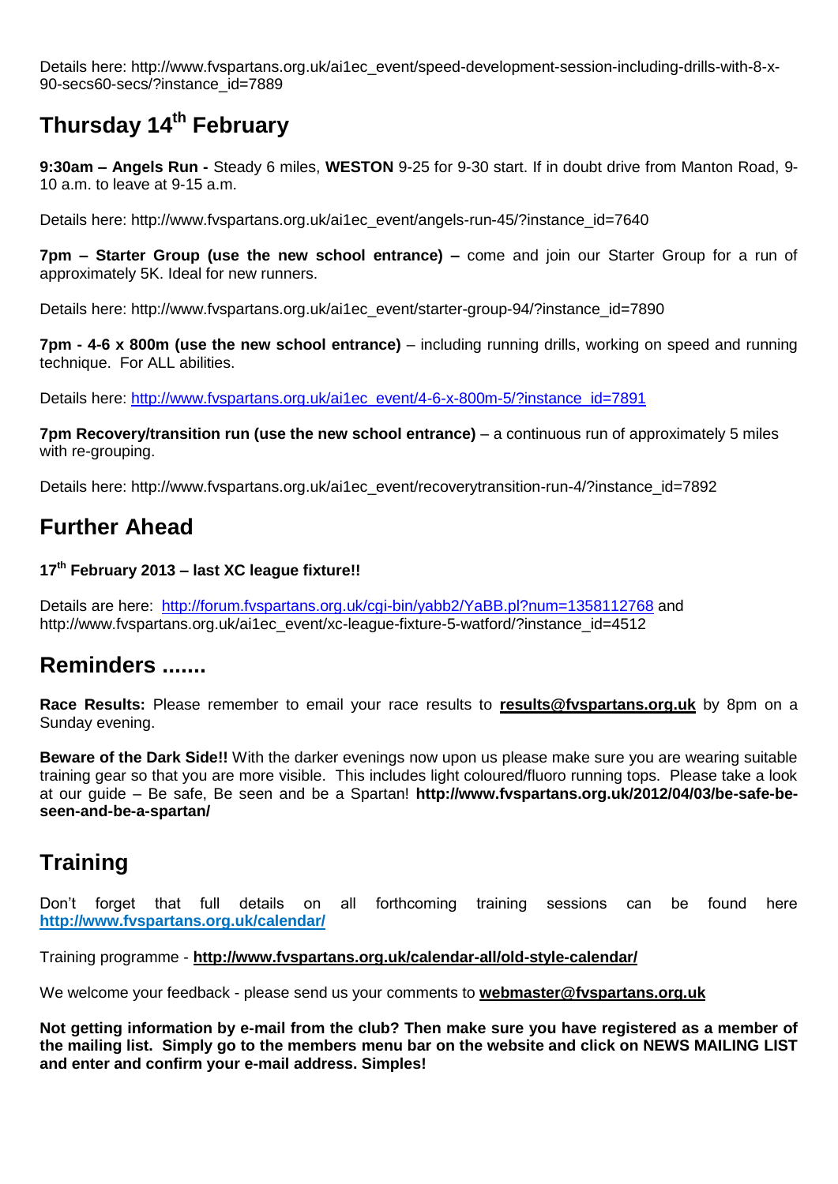Details here: http://www.fvspartans.org.uk/ai1ec_event/speed-development-session-including-drills-with-8-x-90-secs60-secs/?instance_id=7889

## Thursday 14th February

**9:30am – Angels Run -** Steady 6 miles, **WESTON** 9-25 for 9-30 start. If in doubt drive from Manton Road, 9-10 a.m. to leave at 9-15 a.m.

Details here: http://www.fvspartans.org.uk/ai1ec_event/angels-run-45/?instance_id=7640

**7pm – Starter Group (use the new school entrance) –** come and join our Starter Group for a run of approximately 5K. Ideal for new runners.

Details here: http://www.fvspartans.org.uk/ai1ec_event/starter-group-94/?instance_id=7890

**7pm - 4-6 x 800m (use the new school entrance)** – including running drills, working on speed and running technique. For ALL abilities.

Details here: http://www.fvspartans.org.uk/ai1ec_event/4-6-x-800m-5/?instance_id=7891

**7pm Recovery/transition run (use the new school entrance)** – a continuous run of approximately 5 miles with re-grouping.

Details here: http://www.fvspartans.org.uk/ai1ec_event/recoverytransition-run-4/?instance_id=7892

## Further Ahead

**17th February 2013 – last XC league fixture!!**

Details are here: http://forum.fvspartans.org.uk/cgi-bin/yabb2/YaBB.pl?num=1358112768 and http://www.fvspartans.org.uk/ai1ec_event/xc-league-fixture-5-watford/?instance_id=4512

## Reminders .......

**Race Results:** Please remember to email your race results to **results@fvspartans.org.uk** by 8pm on a Sunday evening.

**Beware of the Dark Side!!** With the darker evenings now upon us please make sure you are wearing suitable training gear so that you are more visible. This includes light coloured/fluoro running tops. Please take a look at our guide – Be safe, Be seen and be a Spartan! **http://www.fvspartans.org.uk/2012/04/03/be-safe-be-seen-and-be-a-spartan/**

## Training

Don't forget that full details on all forthcoming training sessions can be found here **http://www.fvspartans.org.uk/calendar/**

Training programme - **http://www.fvspartans.org.uk/calendar-all/old-style-calendar/**

We welcome your feedback - please send us your comments to **webmaster@fvspartans.org.uk**

**Not getting information by e-mail from the club? Then make sure you have registered as a member of the mailing list. Simply go to the members menu bar on the website and click on NEWS MAILING LIST and enter and confirm your e-mail address. Simples!**